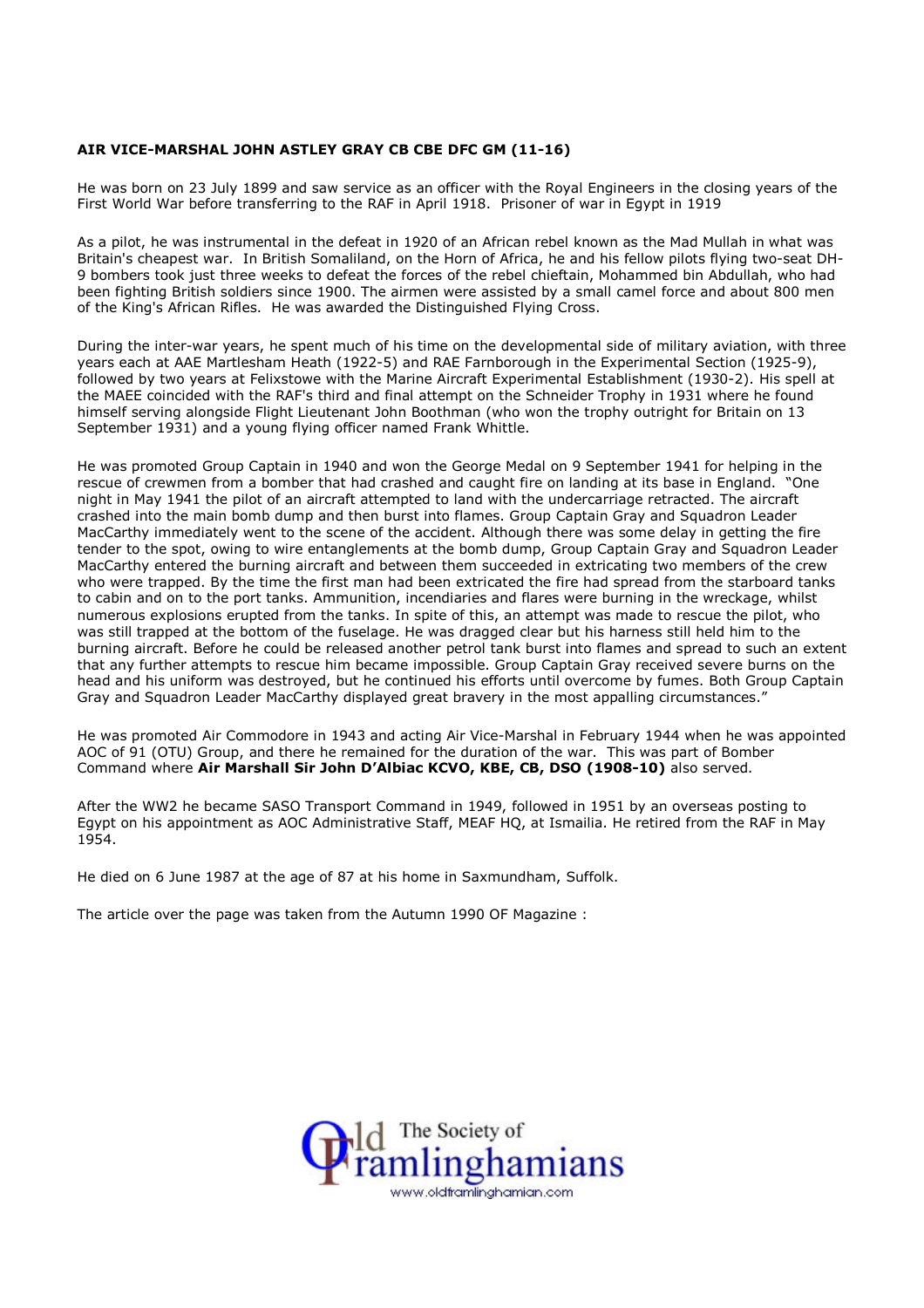**AIR VICE-MARSHAL JOHN ASTLEY GRAY CB CBE DFC GM (11-16)**

He was born on 23 July 1899 and saw service as an officer with the Royal Engineers in the closing years of the First World War before transferring to the RAF in April 1918. Prisoner of war in Egypt in 1919

As a pilot, he was instrumental in the defeat in 1920 of an African rebel known as the Mad Mullah in what was Britain's cheapest war. In British Somaliland, on the Horn of Africa, he and his fellow pilots flying two-seat DH-9 bombers took just three weeks to defeat the forces of the rebel chieftain, Mohammed bin Abdullah, who had been fighting British soldiers since 1900. The airmen were assisted by a small camel force and about 800 men of the King's African Rifles. He was awarded the Distinguished Flying Cross.

During the inter-war years, he spent much of his time on the developmental side of military aviation, with three years each at AAE Martlesham Heath (1922-5) and RAE Farnborough in the Experimental Section (1925-9), followed by two years at Felixstowe with the Marine Aircraft Experimental Establishment (1930-2). His spell at the MAEE coincided with the RAF's third and final attempt on the Schneider Trophy in 1931 where he found himself serving alongside Flight Lieutenant John Boothman (who won the trophy outright for Britain on 13 September 1931) and a young flying officer named Frank Whittle.

He was promoted Group Captain in 1940 and won the George Medal on 9 September 1941 for helping in the rescue of crewmen from a bomber that had crashed and caught fire on landing at its base in England. "One night in May 1941 the pilot of an aircraft attempted to land with the undercarriage retracted. The aircraft crashed into the main bomb dump and then burst into flames. Group Captain Gray and Squadron Leader MacCarthy immediately went to the scene of the accident. Although there was some delay in getting the fire tender to the spot, owing to wire entanglements at the bomb dump, Group Captain Gray and Squadron Leader MacCarthy entered the burning aircraft and between them succeeded in extricating two members of the crew who were trapped. By the time the first man had been extricated the fire had spread from the starboard tanks to cabin and on to the port tanks. Ammunition, incendiaries and flares were burning in the wreckage, whilst numerous explosions erupted from the tanks. In spite of this, an attempt was made to rescue the pilot, who was still trapped at the bottom of the fuselage. He was dragged clear but his harness still held him to the burning aircraft. Before he could be released another petrol tank burst into flames and spread to such an extent that any further attempts to rescue him became impossible. Group Captain Gray received severe burns on the head and his uniform was destroyed, but he continued his efforts until overcome by fumes. Both Group Captain Gray and Squadron Leader MacCarthy displayed great bravery in the most appalling circumstances."

He was promoted Air Commodore in 1943 and acting Air Vice-Marshal in February 1944 when he was appointed AOC of 91 (OTU) Group, and there he remained for the duration of the war. This was part of Bomber Command where **Air Marshall Sir John D'Albiac KCVO, KBE, CB, DSO (1908-10)** also served.

After the WW2 he became SASO Transport Command in 1949, followed in 1951 by an overseas posting to Egypt on his appointment as AOC Administrative Staff, MEAF HQ, at Ismailia. He retired from the RAF in May 1954.

He died on 6 June 1987 at the age of 87 at his home in Saxmundham, Suffolk.

The article over the page was taken from the Autumn 1990 OF Magazine :

Old Framlinghamians — The Society of
www.oldframlinghamian.com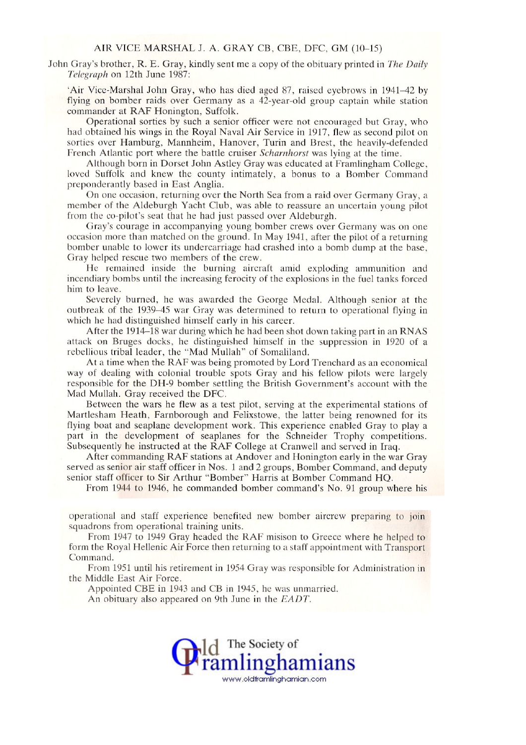AIR VICE MARSHAL J. A. GRAY CB, CBE, DFC, GM (10–15)

John Gray's brother, R. E. Gray, kindly sent me a copy of the obituary printed in *The Daily Telegraph* on 12th June 1987:

'Air Vice-Marshal John Gray, who has died aged 87, raised eyebrows in 1941–42 by flying on bomber raids over Germany as a 42-year-old group captain while station commander at RAF Honington, Suffolk.

Operational sorties by such a senior officer were not encouraged but Gray, who had obtained his wings in the Royal Naval Air Service in 1917, flew as second pilot on sorties over Hamburg, Mannheim, Hanover, Turin and Brest, the heavily-defended French Atlantic port where the battle cruiser *Scharnhorst* was lying at the time.

Although born in Dorset John Astley Gray was educated at Framlingham College, loved Suffolk and knew the county intimately, a bonus to a Bomber Command preponderantly based in East Anglia.

On one occasion, returning over the North Sea from a raid over Germany Gray, a member of the Aldeburgh Yacht Club, was able to reassure an uncertain young pilot from the co-pilot's seat that he had just passed over Aldeburgh.

Gray's courage in accompanying young bomber crews over Germany was on one occasion more than matched on the ground. In May 1941, after the pilot of a returning bomber unable to lower its undercarriage had crashed into a bomb dump at the base, Gray helped rescue two members of the crew.

He remained inside the burning aircraft amid exploding ammunition and incendiary bombs until the increasing ferocity of the explosions in the fuel tanks forced him to leave.

Severely burned, he was awarded the George Medal. Although senior at the outbreak of the 1939–45 war Gray was determined to return to operational flying in which he had distinguished himself early in his career.

After the 1914–18 war during which he had been shot down taking part in an RNAS attack on Bruges docks, he distinguished himself in the suppression in 1920 of a rebellious tribal leader, the "Mad Mullah" of Somaliland.

At a time when the RAF was being promoted by Lord Trenchard as an economical way of dealing with colonial trouble spots Gray and his fellow pilots were largely responsible for the DH-9 bomber settling the British Government's account with the Mad Mullah. Gray received the DFC.

Between the wars he flew as a test pilot, serving at the experimental stations of Martlesham Heath, Farnborough and Felixstowe, the latter being renowned for its flying boat and seaplane development work. This experience enabled Gray to play a part in the development of seaplanes for the Schneider Trophy competitions. Subsequently he instructed at the RAF College at Cranwell and served in Iraq.

After commanding RAF stations at Andover and Honington early in the war Gray served as senior air staff officer in Nos. 1 and 2 groups, Bomber Command, and deputy senior staff officer to Sir Arthur "Bomber" Harris at Bomber Command HQ.

From 1944 to 1946, he commanded bomber command's No. 91 group where his operational and staff experience benefited new bomber aircrew preparing to join squadrons from operational training units.

From 1947 to 1949 Gray headed the RAF misison to Greece where he helped to form the Royal Hellenic Air Force then returning to a staff appointment with Transport Command.

From 1951 until his retirement in 1954 Gray was responsible for Administration in the Middle East Air Force.

Appointed CBE in 1943 and CB in 1945, he was unmarried.

An obituary also appeared on 9th June in the *EADT*.

Old Framlinghamians The Society of
www.oldframlinghamian.com